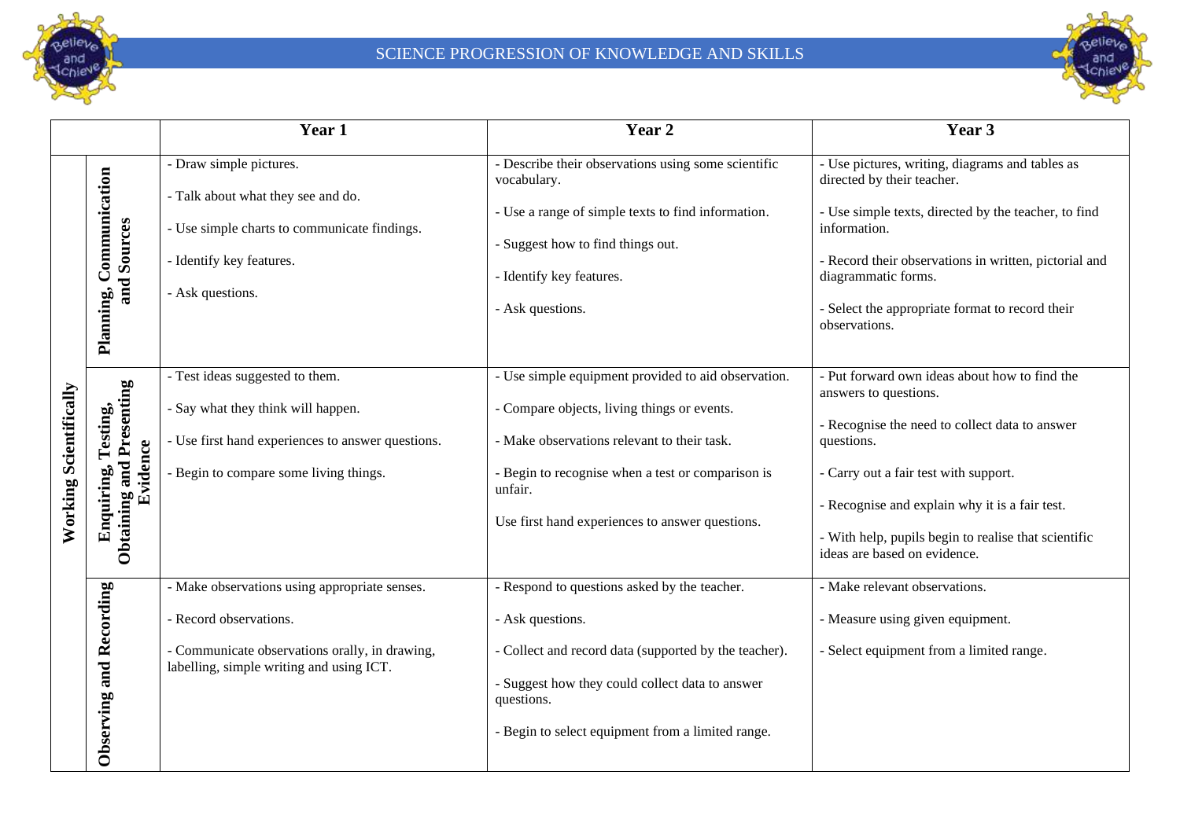# SCIENCE PROGRESSION OF KNOWLEDGE AND SKILLS

| | | Year 1 | Year 2 | Year 3 |
|---|---|---|---|---|
| Working Scientifically | Planning, Communication and Sources | - Draw simple pictures.<br><br>- Talk about what they see and do.<br><br>- Use simple charts to communicate findings.<br><br>- Identify key features.<br><br>- Ask questions. | - Describe their observations using some scientific vocabulary.<br><br>- Use a range of simple texts to find information.<br><br>- Suggest how to find things out.<br><br>- Identify key features.<br><br>- Ask questions. | - Use pictures, writing, diagrams and tables as directed by their teacher.<br><br>- Use simple texts, directed by the teacher, to find information.<br><br>- Record their observations in written, pictorial and diagrammatic forms.<br><br>- Select the appropriate format to record their observations. |
| | Enquiring, Testing, Obtaining and Presenting Evidence | - Test ideas suggested to them.<br><br>- Say what they think will happen.<br><br>- Use first hand experiences to answer questions.<br><br>- Begin to compare some living things. | - Use simple equipment provided to aid observation.<br><br>- Compare objects, living things or events.<br><br>- Make observations relevant to their task.<br><br>- Begin to recognise when a test or comparison is unfair.<br><br>Use first hand experiences to answer questions. | - Put forward own ideas about how to find the answers to questions.<br><br>- Recognise the need to collect data to answer questions.<br><br>- Carry out a fair test with support.<br><br>- Recognise and explain why it is a fair test.<br><br>- With help, pupils begin to realise that scientific ideas are based on evidence. |
| | Observing and Recording | - Make observations using appropriate senses.<br><br>- Record observations.<br><br>- Communicate observations orally, in drawing, labelling, simple writing and using ICT. | - Respond to questions asked by the teacher.<br><br>- Ask questions.<br><br>- Collect and record data (supported by the teacher).<br><br>- Suggest how they could collect data to answer questions.<br><br>- Begin to select equipment from a limited range. | - Make relevant observations.<br><br>- Measure using given equipment.<br><br>- Select equipment from a limited range. |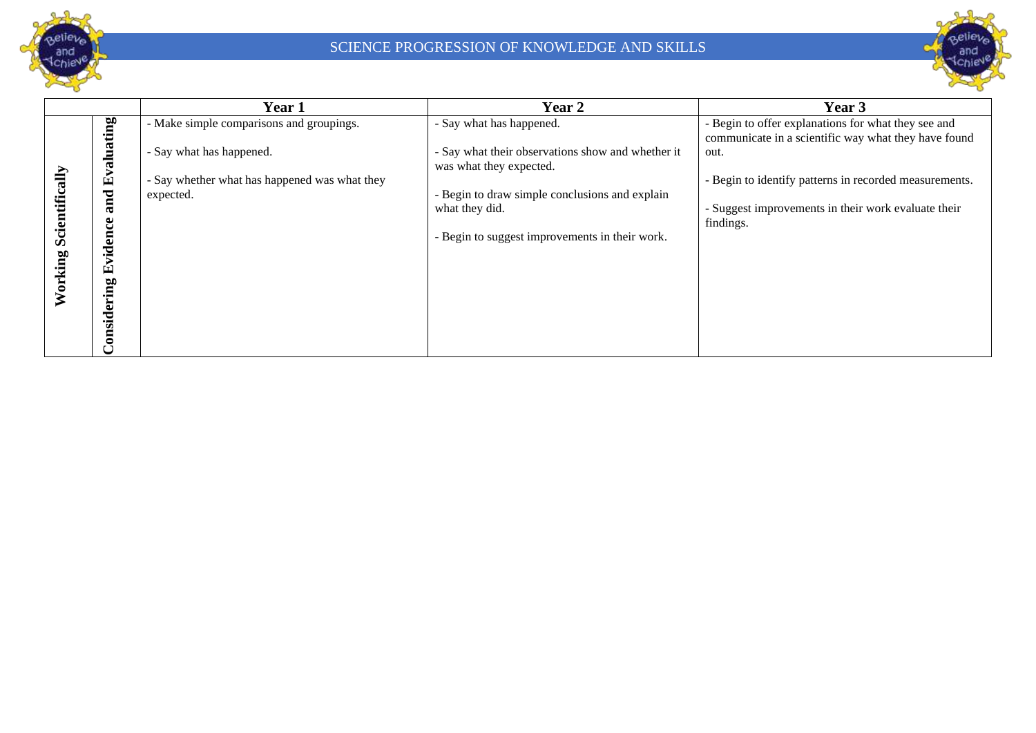# SCIENCE PROGRESSION OF KNOWLEDGE AND SKILLS

| | | Year 1 | Year 2 | Year 3 |
|---|---|---|---|---|
| **Working Scientifically** | **Considering Evidence and Evaluating** | - Make simple comparisons and groupings.<br><br>- Say what has happened.<br><br>- Say whether what has happened was what they expected. | - Say what has happened.<br><br>- Say what their observations show and whether it was what they expected.<br><br>- Begin to draw simple conclusions and explain what they did.<br><br>- Begin to suggest improvements in their work. | - Begin to offer explanations for what they see and communicate in a scientific way what they have found out.<br><br>- Begin to identify patterns in recorded measurements.<br><br>- Suggest improvements in their work evaluate their findings. |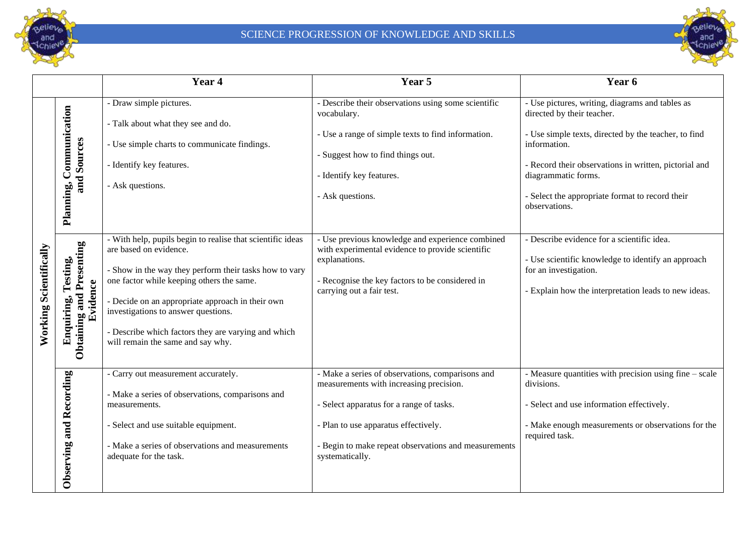# SCIENCE PROGRESSION OF KNOWLEDGE AND SKILLS

| | | Year 4 | Year 5 | Year 6 |
|---|---|---|---|---|
| Working Scientifically | Planning, Communication and Sources | - Draw simple pictures.<br><br>- Talk about what they see and do.<br><br>- Use simple charts to communicate findings.<br><br>- Identify key features.<br><br>- Ask questions. | - Describe their observations using some scientific vocabulary.<br><br>- Use a range of simple texts to find information.<br><br>- Suggest how to find things out.<br><br>- Identify key features.<br><br>- Ask questions. | - Use pictures, writing, diagrams and tables as directed by their teacher.<br><br>- Use simple texts, directed by the teacher, to find information.<br><br>- Record their observations in written, pictorial and diagrammatic forms.<br><br>- Select the appropriate format to record their observations. |
| | Enquiring, Testing, Obtaining and Presenting Evidence | - With help, pupils begin to realise that scientific ideas are based on evidence.<br><br>- Show in the way they perform their tasks how to vary one factor while keeping others the same.<br><br>- Decide on an appropriate approach in their own investigations to answer questions.<br><br>- Describe which factors they are varying and which will remain the same and say why. | - Use previous knowledge and experience combined with experimental evidence to provide scientific explanations.<br><br>- Recognise the key factors to be considered in carrying out a fair test. | - Describe evidence for a scientific idea.<br><br>- Use scientific knowledge to identify an approach for an investigation.<br><br>- Explain how the interpretation leads to new ideas. |
| | Observing and Recording | - Carry out measurement accurately.<br><br>- Make a series of observations, comparisons and measurements.<br><br>- Select and use suitable equipment.<br><br>- Make a series of observations and measurements adequate for the task. | - Make a series of observations, comparisons and measurements with increasing precision.<br><br>- Select apparatus for a range of tasks.<br><br>- Plan to use apparatus effectively.<br><br>- Begin to make repeat observations and measurements systematically. | - Measure quantities with precision using fine – scale divisions.<br><br>- Select and use information effectively.<br><br>- Make enough measurements or observations for the required task. |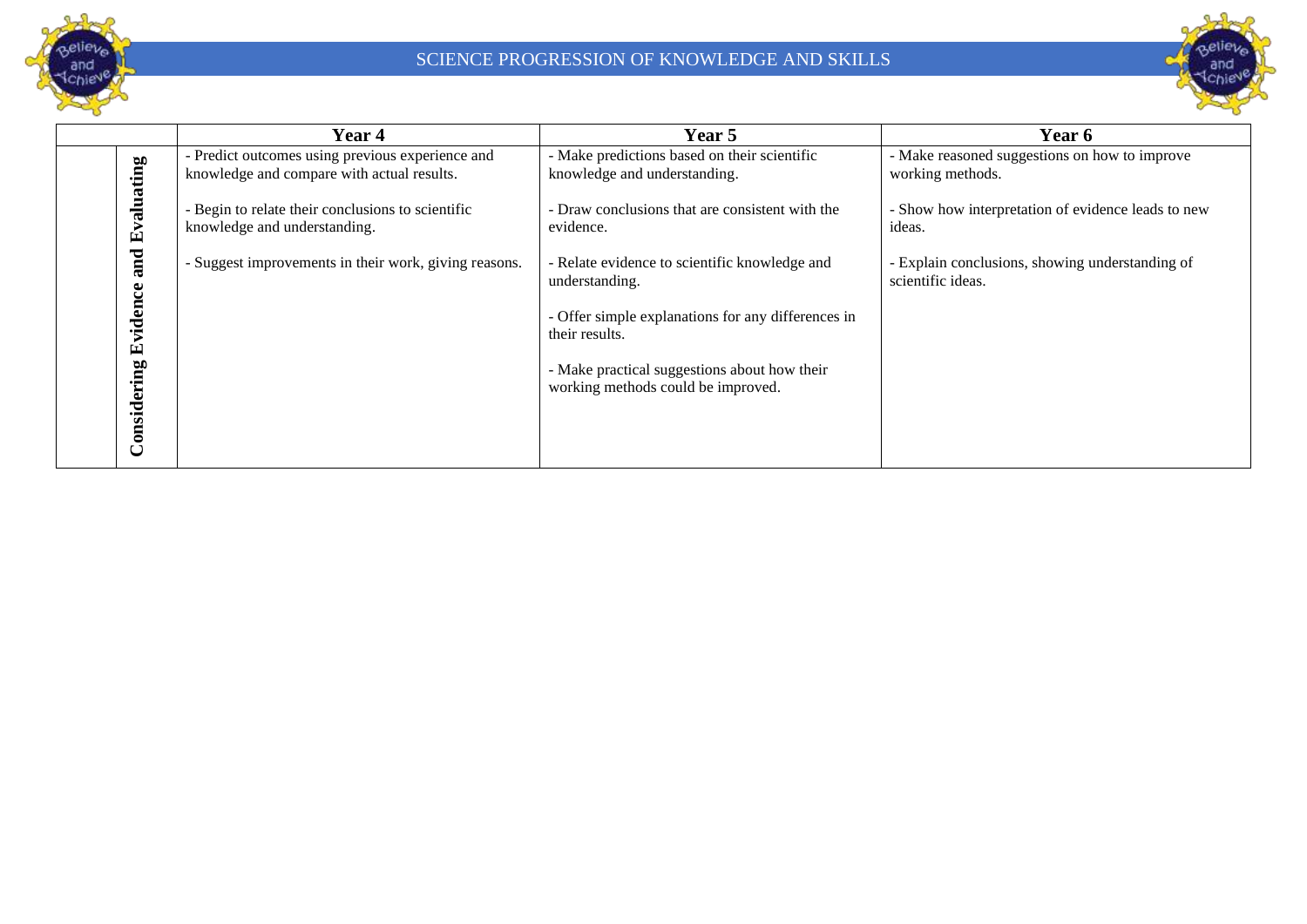# SCIENCE PROGRESSION OF KNOWLEDGE AND SKILLS

| | | Year 4 | Year 5 | Year 6 |
|---|---|---|---|---|
| | **Considering Evidence and Evaluating** | - Predict outcomes using previous experience and knowledge and compare with actual results.<br><br>- Begin to relate their conclusions to scientific knowledge and understanding.<br><br>- Suggest improvements in their work, giving reasons. | - Make predictions based on their scientific knowledge and understanding.<br><br>- Draw conclusions that are consistent with the evidence.<br><br>- Relate evidence to scientific knowledge and understanding.<br><br>- Offer simple explanations for any differences in their results.<br><br>- Make practical suggestions about how their working methods could be improved. | - Make reasoned suggestions on how to improve working methods.<br><br>- Show how interpretation of evidence leads to new ideas.<br><br>- Explain conclusions, showing understanding of scientific ideas. |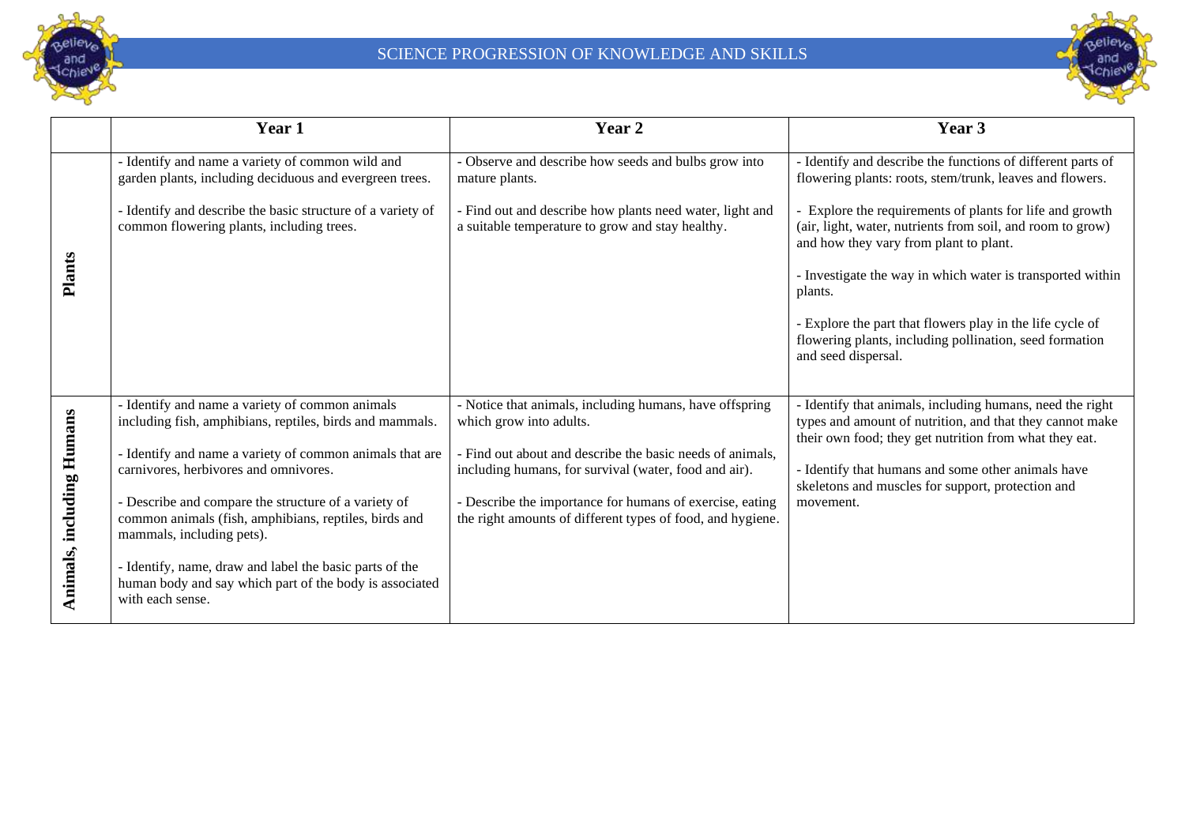# SCIENCE PROGRESSION OF KNOWLEDGE AND SKILLS

| | Year 1 | Year 2 | Year 3 |
|---|---|---|---|
| **Plants** | - Identify and name a variety of common wild and garden plants, including deciduous and evergreen trees.<br><br>- Identify and describe the basic structure of a variety of common flowering plants, including trees. | - Observe and describe how seeds and bulbs grow into mature plants.<br><br>- Find out and describe how plants need water, light and a suitable temperature to grow and stay healthy. | - Identify and describe the functions of different parts of flowering plants: roots, stem/trunk, leaves and flowers.<br><br>- Explore the requirements of plants for life and growth (air, light, water, nutrients from soil, and room to grow) and how they vary from plant to plant.<br><br>- Investigate the way in which water is transported within plants.<br><br>- Explore the part that flowers play in the life cycle of flowering plants, including pollination, seed formation and seed dispersal. |
| **Animals, including Humans** | - Identify and name a variety of common animals including fish, amphibians, reptiles, birds and mammals.<br><br>- Identify and name a variety of common animals that are carnivores, herbivores and omnivores.<br><br>- Describe and compare the structure of a variety of common animals (fish, amphibians, reptiles, birds and mammals, including pets).<br><br>- Identify, name, draw and label the basic parts of the human body and say which part of the body is associated with each sense. | - Notice that animals, including humans, have offspring which grow into adults.<br><br>- Find out about and describe the basic needs of animals, including humans, for survival (water, food and air).<br><br>- Describe the importance for humans of exercise, eating the right amounts of different types of food, and hygiene. | - Identify that animals, including humans, need the right types and amount of nutrition, and that they cannot make their own food; they get nutrition from what they eat.<br><br>- Identify that humans and some other animals have skeletons and muscles for support, protection and movement. |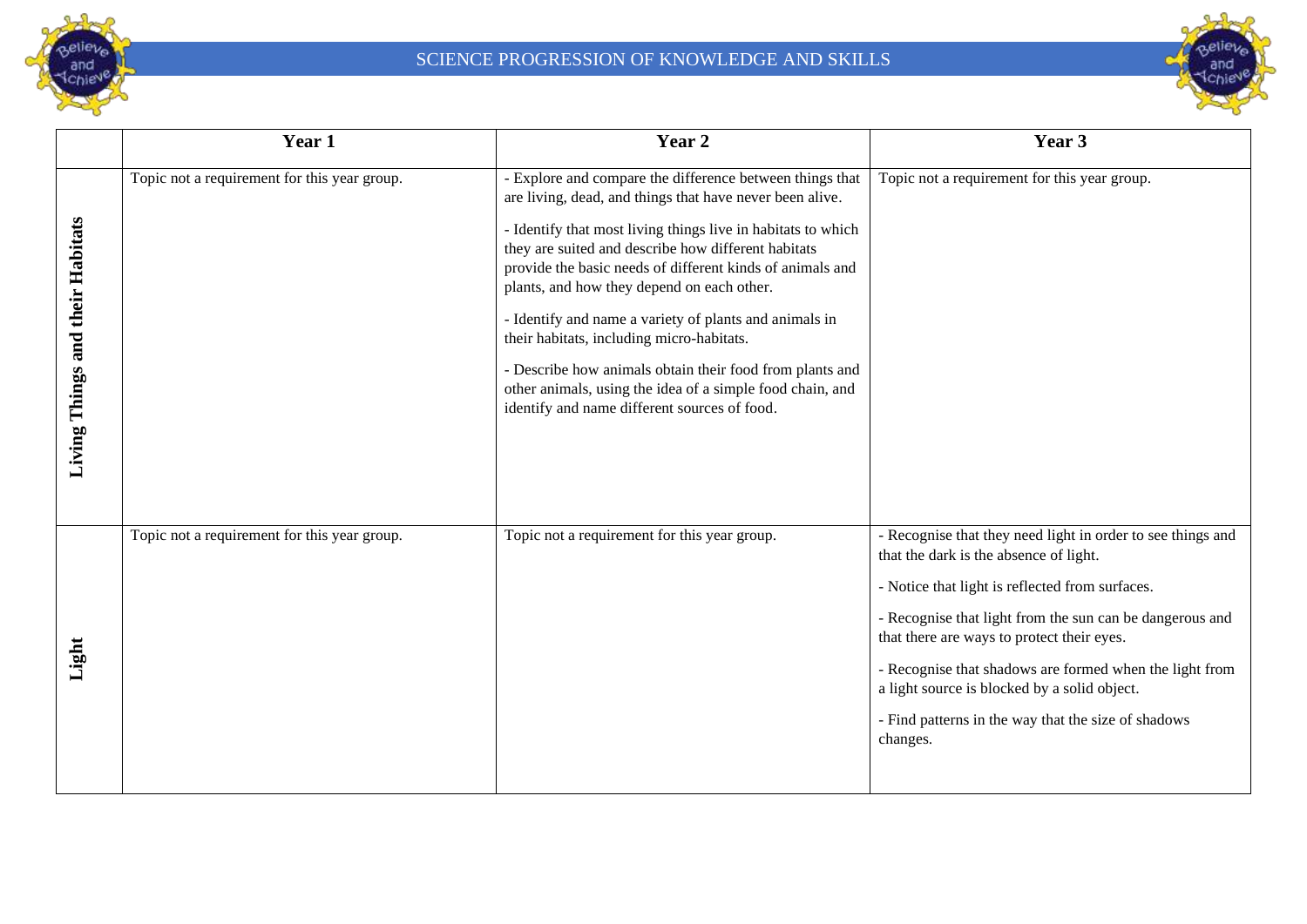# SCIENCE PROGRESSION OF KNOWLEDGE AND SKILLS

| | Year 1 | Year 2 | Year 3 |
|---|---|---|---|
| **Living Things and their Habitats** | Topic not a requirement for this year group. | - Explore and compare the difference between things that are living, dead, and things that have never been alive.<br><br>- Identify that most living things live in habitats to which they are suited and describe how different habitats provide the basic needs of different kinds of animals and plants, and how they depend on each other.<br><br>- Identify and name a variety of plants and animals in their habitats, including micro-habitats.<br><br>- Describe how animals obtain their food from plants and other animals, using the idea of a simple food chain, and identify and name different sources of food. | Topic not a requirement for this year group. |
| **Light** | Topic not a requirement for this year group. | Topic not a requirement for this year group. | - Recognise that they need light in order to see things and that the dark is the absence of light.<br><br>- Notice that light is reflected from surfaces.<br><br>- Recognise that light from the sun can be dangerous and that there are ways to protect their eyes.<br><br>- Recognise that shadows are formed when the light from a light source is blocked by a solid object.<br><br>- Find patterns in the way that the size of shadows changes. |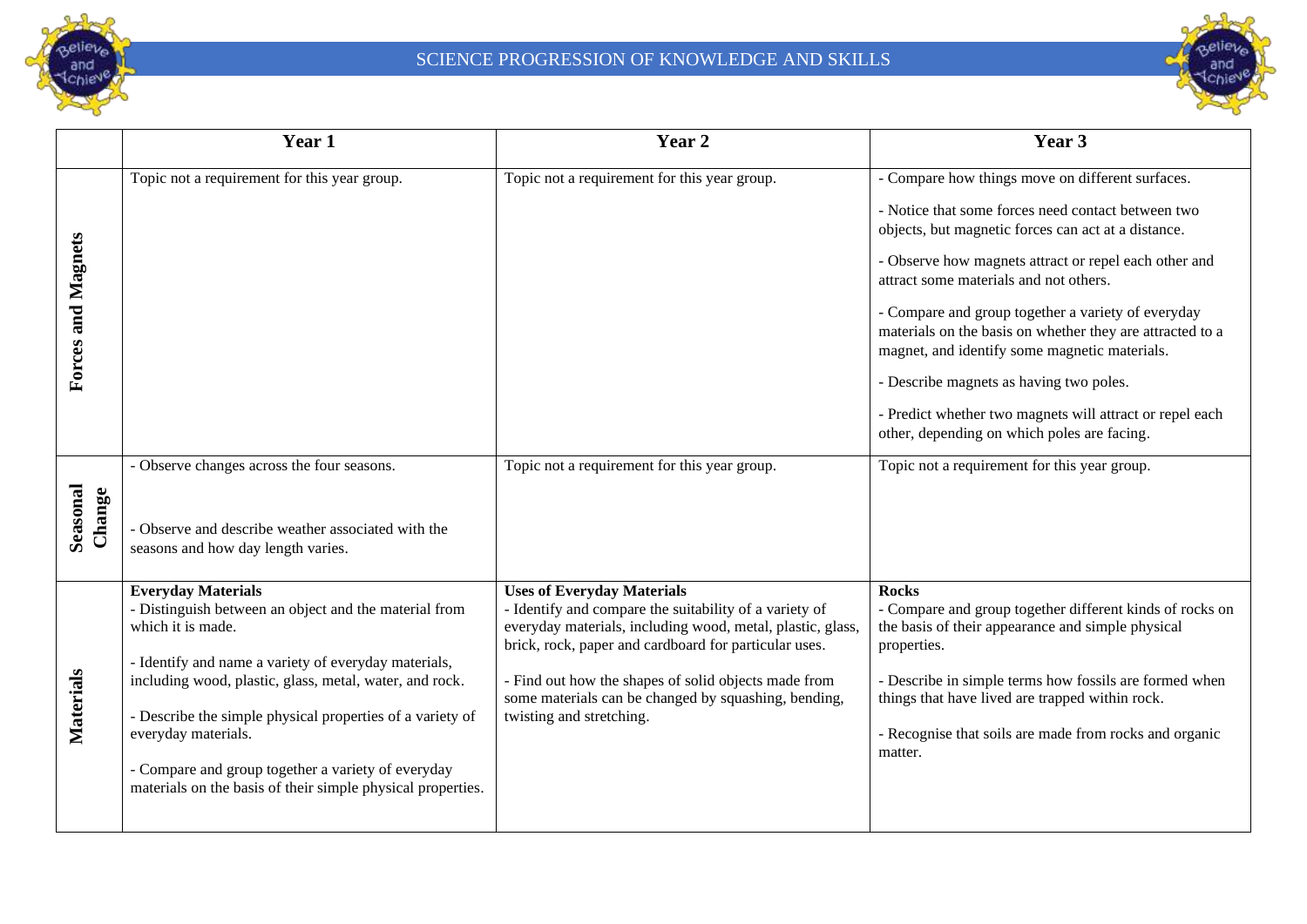# SCIENCE PROGRESSION OF KNOWLEDGE AND SKILLS

| | Year 1 | Year 2 | Year 3 |
|---|---|---|---|
| **Forces and Magnets** | Topic not a requirement for this year group. | Topic not a requirement for this year group. | - Compare how things move on different surfaces.<br><br>- Notice that some forces need contact between two objects, but magnetic forces can act at a distance.<br><br>- Observe how magnets attract or repel each other and attract some materials and not others.<br><br>- Compare and group together a variety of everyday materials on the basis of whether they are attracted to a magnet, and identify some magnetic materials.<br><br>- Describe magnets as having two poles.<br><br>- Predict whether two magnets will attract or repel each other, depending on which poles are facing. |
| **Seasonal Change** | - Observe changes across the four seasons.<br><br>- Observe and describe weather associated with the seasons and how day length varies. | Topic not a requirement for this year group. | Topic not a requirement for this year group. |
| **Materials** | **Everyday Materials**<br>- Distinguish between an object and the material from which it is made.<br><br>- Identify and name a variety of everyday materials, including wood, plastic, glass, metal, water, and rock.<br><br>- Describe the simple physical properties of a variety of everyday materials.<br><br>- Compare and group together a variety of everyday materials on the basis of their simple physical properties. | **Uses of Everyday Materials**<br>- Identify and compare the suitability of a variety of everyday materials, including wood, metal, plastic, glass, brick, rock, paper and cardboard for particular uses.<br><br>- Find out how the shapes of solid objects made from some materials can be changed by squashing, bending, twisting and stretching. | **Rocks**<br>- Compare and group together different kinds of rocks on the basis of their appearance and simple physical properties.<br><br>- Describe in simple terms how fossils are formed when things that have lived are trapped within rock.<br><br>- Recognise that soils are made from rocks and organic matter. |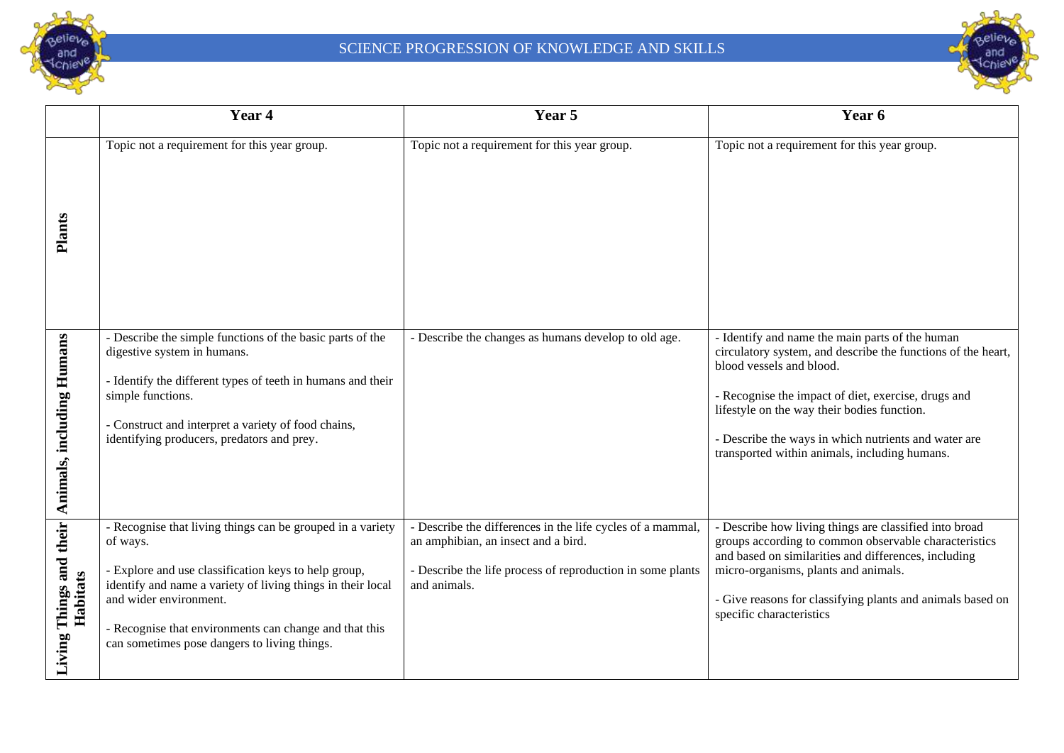# SCIENCE PROGRESSION OF KNOWLEDGE AND SKILLS

| | Year 4 | Year 5 | Year 6 |
|---|---|---|---|
| **Plants** | Topic not a requirement for this year group. | Topic not a requirement for this year group. | Topic not a requirement for this year group. |
| **Animals, including Humans** | - Describe the simple functions of the basic parts of the digestive system in humans.<br><br>- Identify the different types of teeth in humans and their simple functions.<br><br>- Construct and interpret a variety of food chains, identifying producers, predators and prey. | - Describe the changes as humans develop to old age. | - Identify and name the main parts of the human circulatory system, and describe the functions of the heart, blood vessels and blood.<br><br>- Recognise the impact of diet, exercise, drugs and lifestyle on the way their bodies function.<br><br>- Describe the ways in which nutrients and water are transported within animals, including humans. |
| **Living Things and their Habitats** | - Recognise that living things can be grouped in a variety of ways.<br><br>- Explore and use classification keys to help group, identify and name a variety of living things in their local and wider environment.<br><br>- Recognise that environments can change and that this can sometimes pose dangers to living things. | - Describe the differences in the life cycles of a mammal, an amphibian, an insect and a bird.<br><br>- Describe the life process of reproduction in some plants and animals. | - Describe how living things are classified into broad groups according to common observable characteristics and based on similarities and differences, including micro-organisms, plants and animals.<br><br>- Give reasons for classifying plants and animals based on specific characteristics |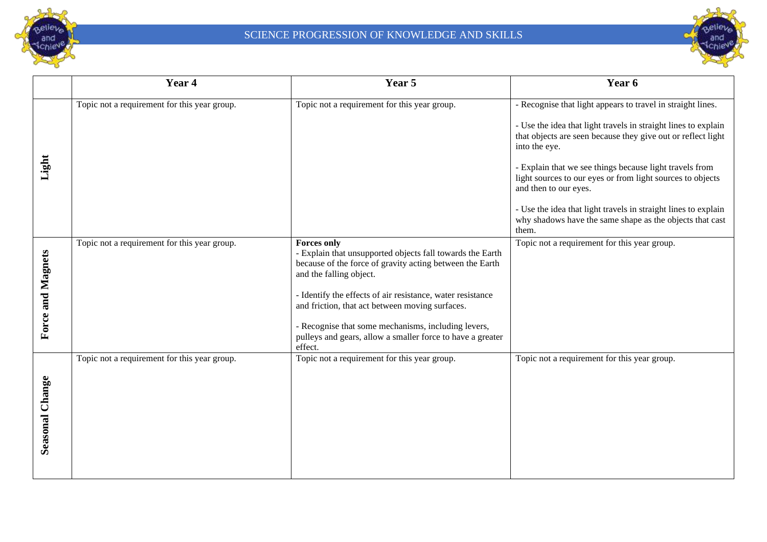| | Year 4 | Year 5 | Year 6 |
|---|---|---|---|
| **Light** | Topic not a requirement for this year group. | Topic not a requirement for this year group. | - Recognise that light appears to travel in straight lines.<br><br>- Use the idea that light travels in straight lines to explain that objects are seen because they give out or reflect light into the eye.<br><br>- Explain that we see things because light travels from light sources to our eyes or from light sources to objects and then to our eyes.<br><br>- Use the idea that light travels in straight lines to explain why shadows have the same shape as the objects that cast them. |
| **Force and Magnets** | Topic not a requirement for this year group. | **Forces only**<br>- Explain that unsupported objects fall towards the Earth because of the force of gravity acting between the Earth and the falling object.<br><br>- Identify the effects of air resistance, water resistance and friction, that act between moving surfaces.<br><br>- Recognise that some mechanisms, including levers, pulleys and gears, allow a smaller force to have a greater effect. | Topic not a requirement for this year group. |
| **Seasonal Change** | Topic not a requirement for this year group. | Topic not a requirement for this year group. | Topic not a requirement for this year group. |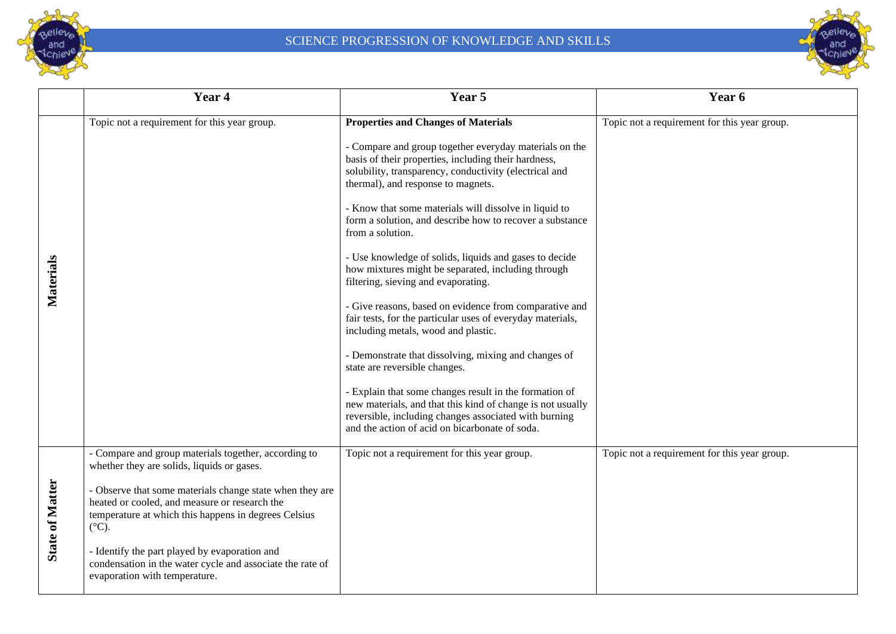# SCIENCE PROGRESSION OF KNOWLEDGE AND SKILLS

| | Year 4 | Year 5 | Year 6 |
|---|---|---|---|
| **Materials** | Topic not a requirement for this year group. | **Properties and Changes of Materials**<br><br>- Compare and group together everyday materials on the basis of their properties, including their hardness, solubility, transparency, conductivity (electrical and thermal), and response to magnets.<br><br>- Know that some materials will dissolve in liquid to form a solution, and describe how to recover a substance from a solution.<br><br>- Use knowledge of solids, liquids and gases to decide how mixtures might be separated, including through filtering, sieving and evaporating.<br><br>- Give reasons, based on evidence from comparative and fair tests, for the particular uses of everyday materials, including metals, wood and plastic.<br><br>- Demonstrate that dissolving, mixing and changes of state are reversible changes.<br><br>- Explain that some changes result in the formation of new materials, and that this kind of change is not usually reversible, including changes associated with burning and the action of acid on bicarbonate of soda. | Topic not a requirement for this year group. |
| **State of Matter** | - Compare and group materials together, according to whether they are solids, liquids or gases.<br><br>- Observe that some materials change state when they are heated or cooled, and measure or research the temperature at which this happens in degrees Celsius (°C).<br><br>- Identify the part played by evaporation and condensation in the water cycle and associate the rate of evaporation with temperature. | Topic not a requirement for this year group. | Topic not a requirement for this year group. |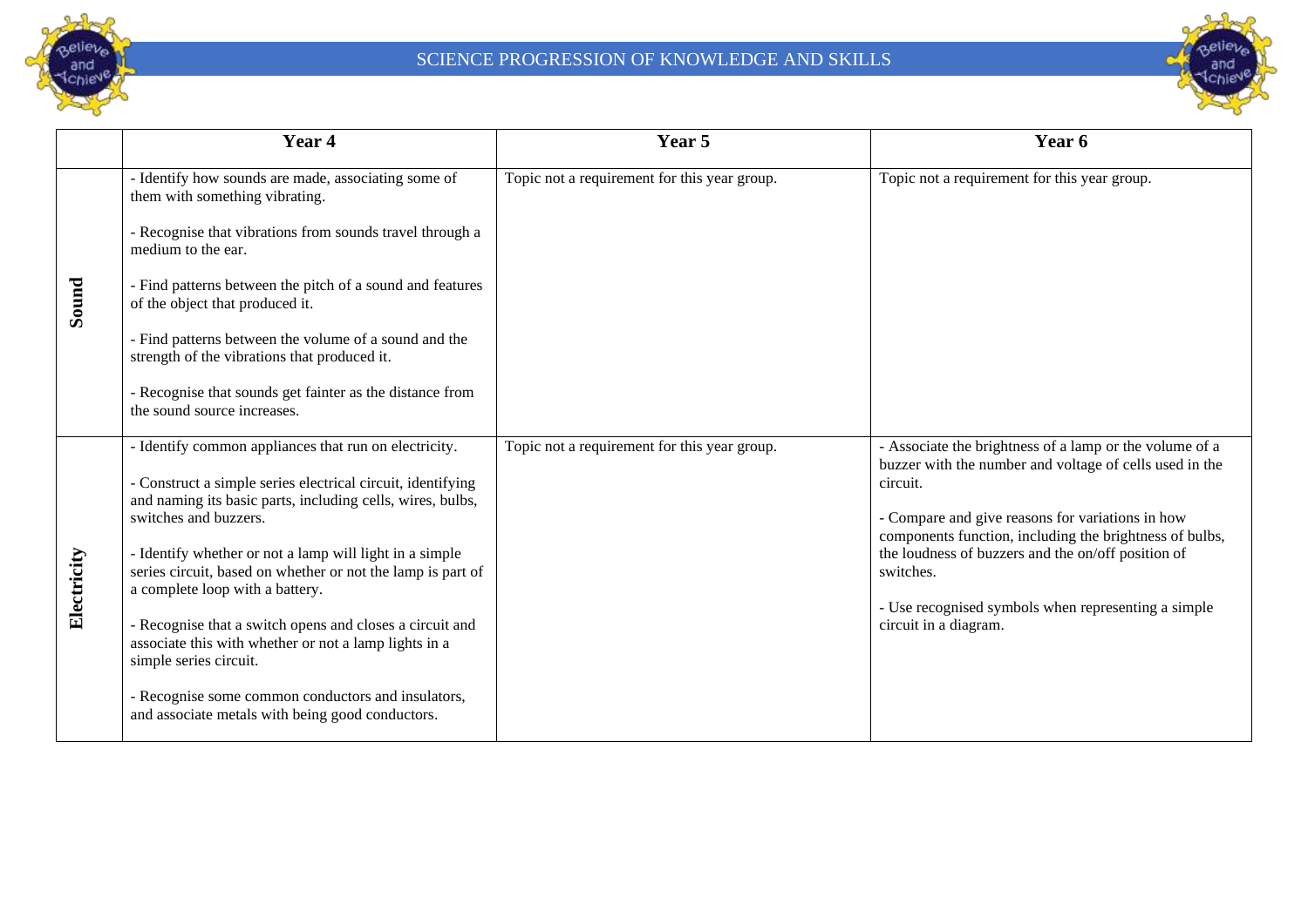| | Year 4 | Year 5 | Year 6 |
|---|---|---|---|
| **Sound** | - Identify how sounds are made, associating some of them with something vibrating.<br><br>- Recognise that vibrations from sounds travel through a medium to the ear.<br><br>- Find patterns between the pitch of a sound and features of the object that produced it.<br><br>- Find patterns between the volume of a sound and the strength of the vibrations that produced it.<br><br>- Recognise that sounds get fainter as the distance from the sound source increases. | Topic not a requirement for this year group. | Topic not a requirement for this year group. |
| **Electricity** | - Identify common appliances that run on electricity.<br><br>- Construct a simple series electrical circuit, identifying and naming its basic parts, including cells, wires, bulbs, switches and buzzers.<br><br>- Identify whether or not a lamp will light in a simple series circuit, based on whether or not the lamp is part of a complete loop with a battery.<br><br>- Recognise that a switch opens and closes a circuit and associate this with whether or not a lamp lights in a simple series circuit.<br><br>- Recognise some common conductors and insulators, and associate metals with being good conductors. | Topic not a requirement for this year group. | - Associate the brightness of a lamp or the volume of a buzzer with the number and voltage of cells used in the circuit.<br><br>- Compare and give reasons for variations in how components function, including the brightness of bulbs, the loudness of buzzers and the on/off position of switches.<br><br>- Use recognised symbols when representing a simple circuit in a diagram. |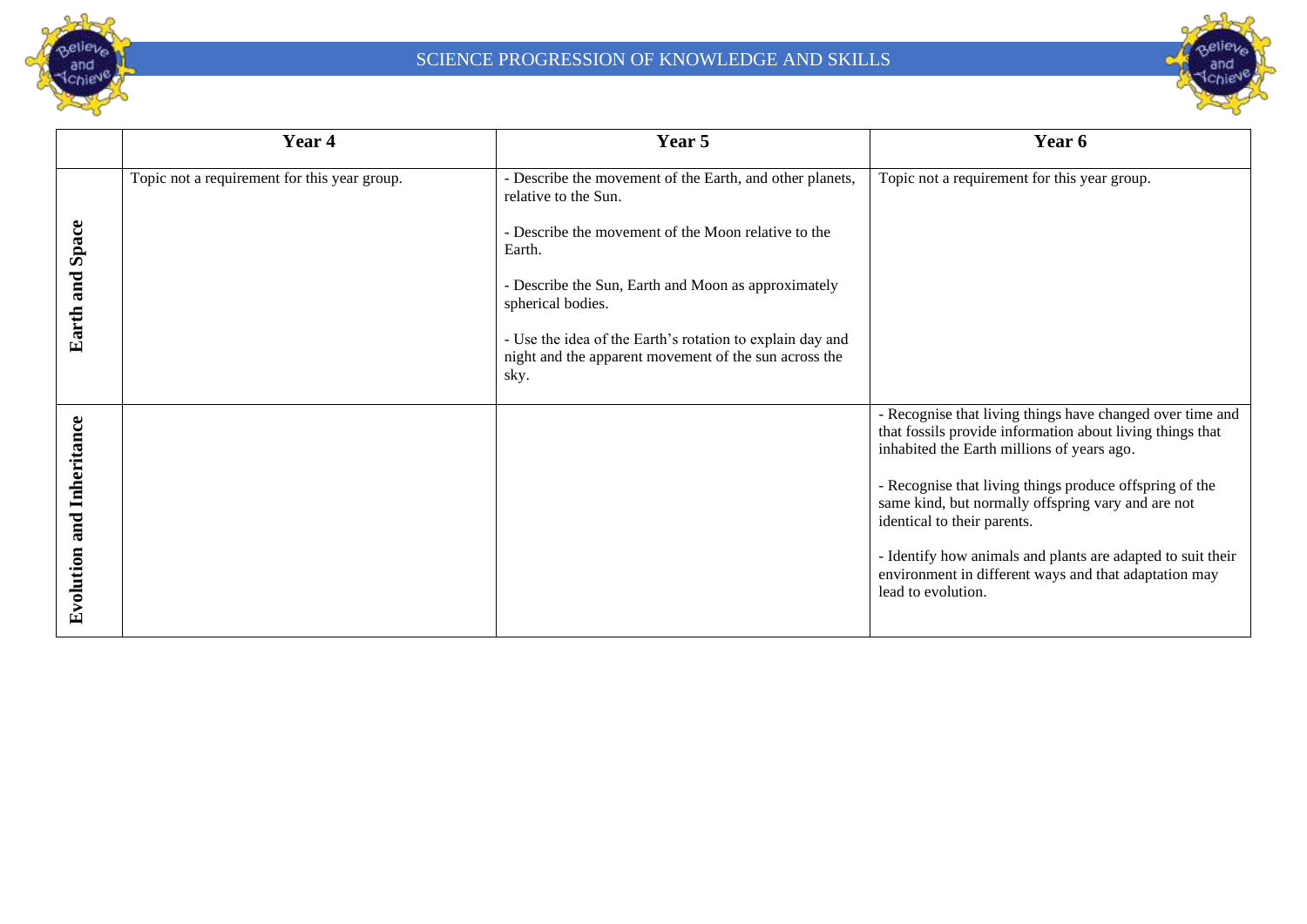| | Year 4 | Year 5 | Year 6 |
|---|---|---|---|
| **Earth and Space** | Topic not a requirement for this year group. | - Describe the movement of the Earth, and other planets, relative to the Sun.<br><br>- Describe the movement of the Moon relative to the Earth.<br><br>- Describe the Sun, Earth and Moon as approximately spherical bodies.<br><br>- Use the idea of the Earth's rotation to explain day and night and the apparent movement of the sun across the sky. | Topic not a requirement for this year group. |
| **Evolution and Inheritance** | | | - Recognise that living things have changed over time and that fossils provide information about living things that inhabited the Earth millions of years ago.<br><br>- Recognise that living things produce offspring of the same kind, but normally offspring vary and are not identical to their parents.<br><br>- Identify how animals and plants are adapted to suit their environment in different ways and that adaptation may lead to evolution. |